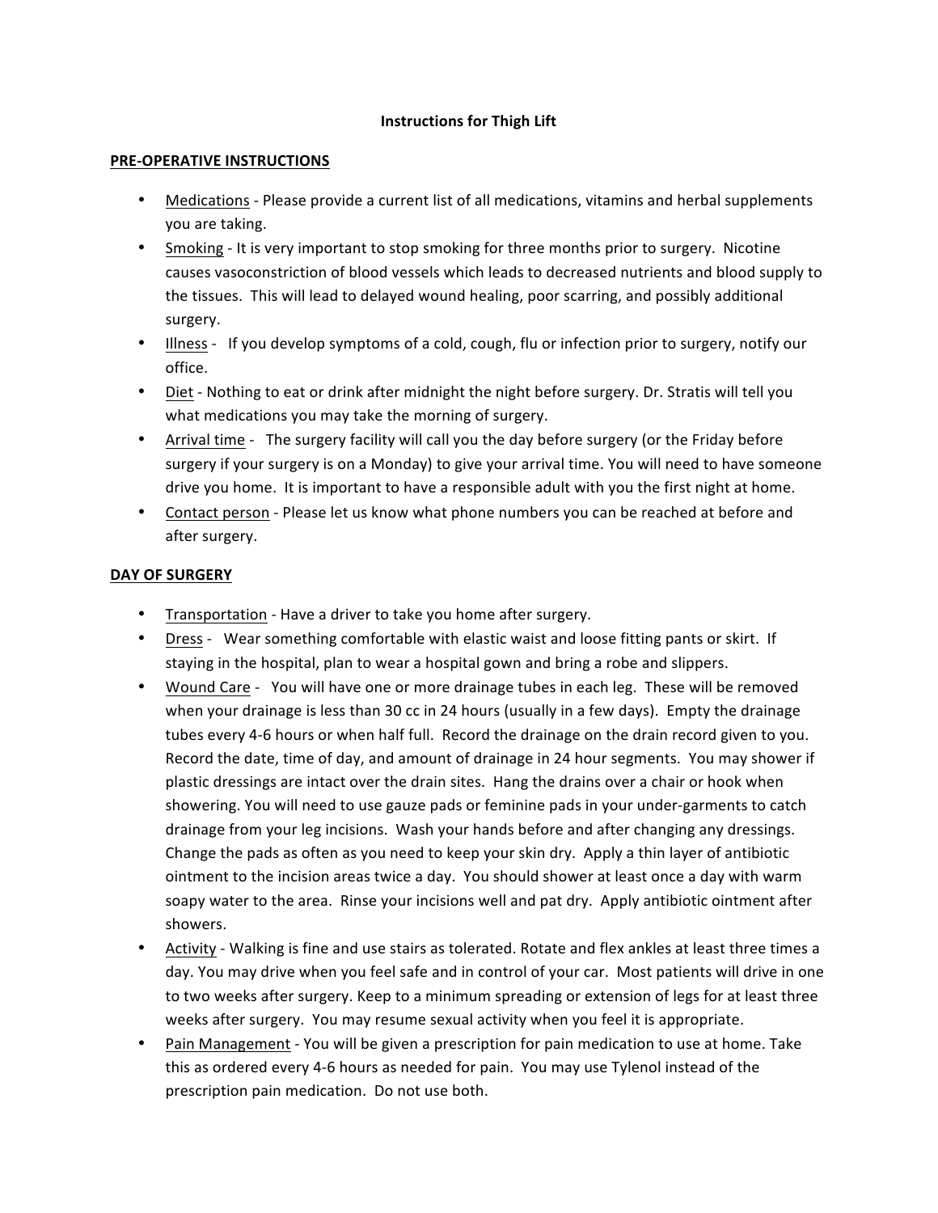**Instructions for Thigh Lift**

## PRE-OPERATIVE INSTRUCTIONS

- Medications - Please provide a current list of all medications, vitamins and herbal supplements you are taking.
- Smoking - It is very important to stop smoking for three months prior to surgery. Nicotine causes vasoconstriction of blood vessels which leads to decreased nutrients and blood supply to the tissues. This will lead to delayed wound healing, poor scarring, and possibly additional surgery.
- Illness - If you develop symptoms of a cold, cough, flu or infection prior to surgery, notify our office.
- Diet - Nothing to eat or drink after midnight the night before surgery. Dr. Stratis will tell you what medications you may take the morning of surgery.
- Arrival time - The surgery facility will call you the day before surgery (or the Friday before surgery if your surgery is on a Monday) to give your arrival time. You will need to have someone drive you home. It is important to have a responsible adult with you the first night at home.
- Contact person - Please let us know what phone numbers you can be reached at before and after surgery.

## DAY OF SURGERY

- Transportation - Have a driver to take you home after surgery.
- Dress - Wear something comfortable with elastic waist and loose fitting pants or skirt. If staying in the hospital, plan to wear a hospital gown and bring a robe and slippers.
- Wound Care - You will have one or more drainage tubes in each leg. These will be removed when your drainage is less than 30 cc in 24 hours (usually in a few days). Empty the drainage tubes every 4-6 hours or when half full. Record the drainage on the drain record given to you. Record the date, time of day, and amount of drainage in 24 hour segments. You may shower if plastic dressings are intact over the drain sites. Hang the drains over a chair or hook when showering. You will need to use gauze pads or feminine pads in your under-garments to catch drainage from your leg incisions. Wash your hands before and after changing any dressings. Change the pads as often as you need to keep your skin dry. Apply a thin layer of antibiotic ointment to the incision areas twice a day. You should shower at least once a day with warm soapy water to the area. Rinse your incisions well and pat dry. Apply antibiotic ointment after showers.
- Activity - Walking is fine and use stairs as tolerated. Rotate and flex ankles at least three times a day. You may drive when you feel safe and in control of your car. Most patients will drive in one to two weeks after surgery. Keep to a minimum spreading or extension of legs for at least three weeks after surgery. You may resume sexual activity when you feel it is appropriate.
- Pain Management - You will be given a prescription for pain medication to use at home. Take this as ordered every 4-6 hours as needed for pain. You may use Tylenol instead of the prescription pain medication. Do not use both.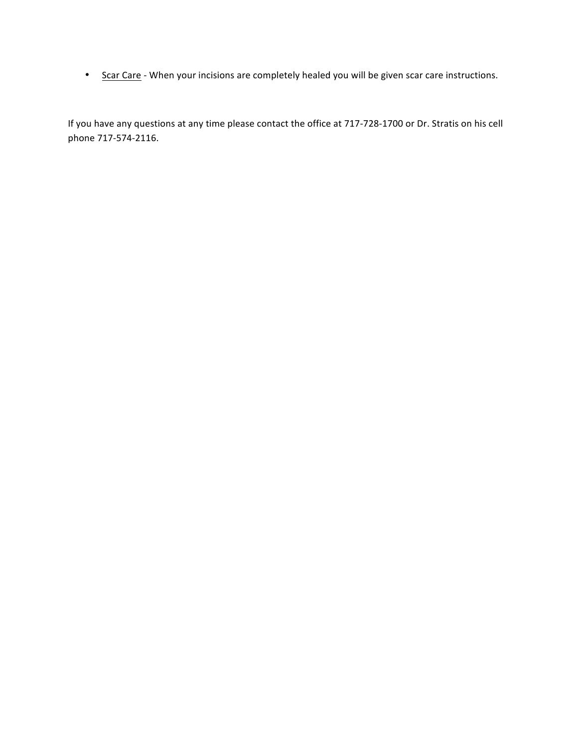- <u>Scar Care</u> - When your incisions are completely healed you will be given scar care instructions.

If you have any questions at any time please contact the office at 717-728-1700 or Dr. Stratis on his cell phone 717-574-2116.